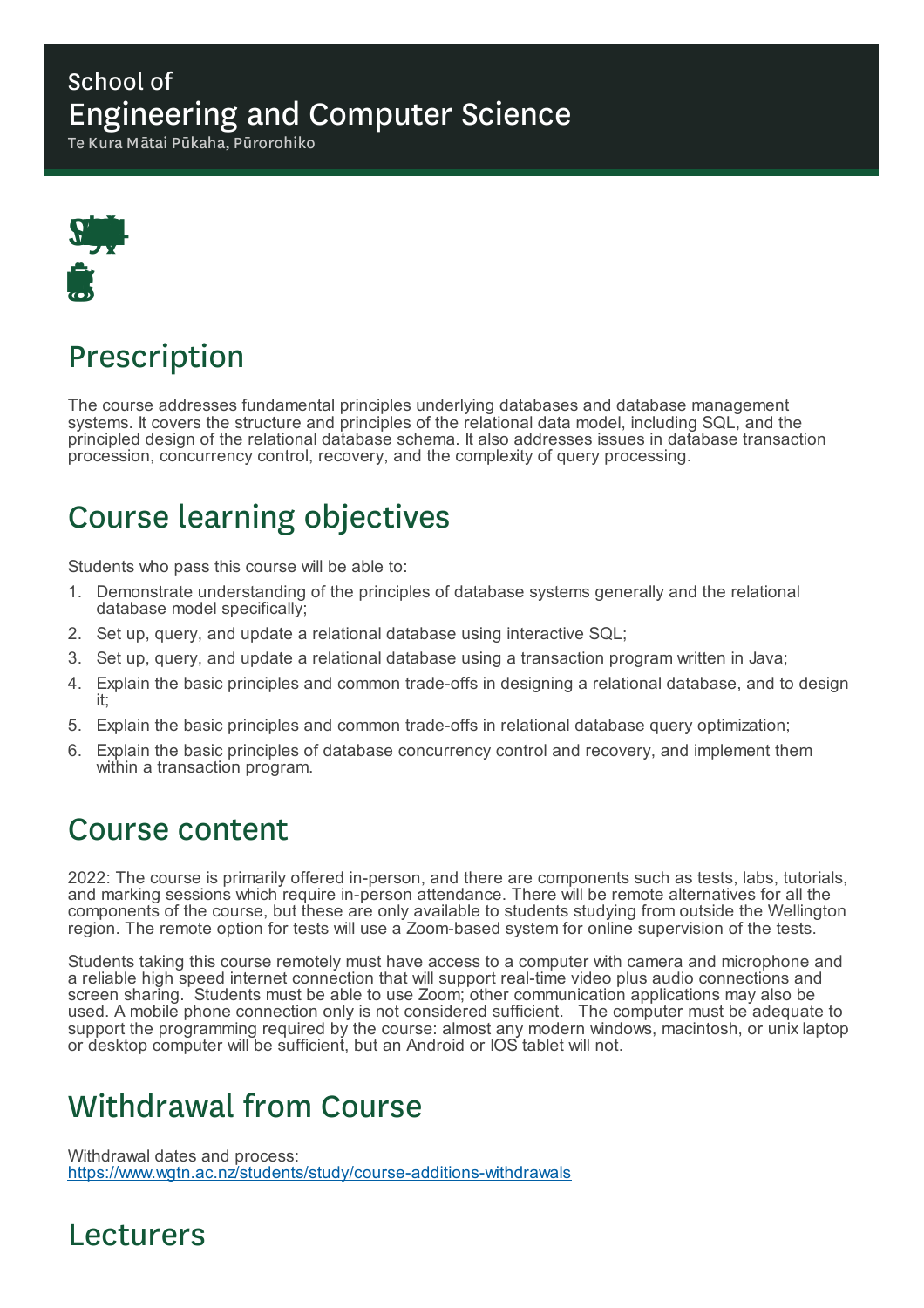School of
# Engineering and Computer Science
Te Kura Mātai Pūkaha, Pūrorohiko

## Prescription

The course addresses fundamental principles underlying databases and database management systems. It covers the structure and principles of the relational data model, including SQL, and the principled design of the relational database schema. It also addresses issues in database transaction procession, concurrency control, recovery, and the complexity of query processing.

## Course learning objectives

Students who pass this course will be able to:

1. Demonstrate understanding of the principles of database systems generally and the relational database model specifically;
2. Set up, query, and update a relational database using interactive SQL;
3. Set up, query, and update a relational database using a transaction program written in Java;
4. Explain the basic principles and common trade-offs in designing a relational database, and to design it;
5. Explain the basic principles and common trade-offs in relational database query optimization;
6. Explain the basic principles of database concurrency control and recovery, and implement them within a transaction program.

## Course content

2022: The course is primarily offered in-person, and there are components such as tests, labs, tutorials, and marking sessions which require in-person attendance. There will be remote alternatives for all the components of the course, but these are only available to students studying from outside the Wellington region. The remote option for tests will use a Zoom-based system for online supervision of the tests.

Students taking this course remotely must have access to a computer with camera and microphone and a reliable high speed internet connection that will support real-time video plus audio connections and screen sharing. Students must be able to use Zoom; other communication applications may also be used. A mobile phone connection only is not considered sufficient. The computer must be adequate to support the programming required by the course: almost any modern windows, macintosh, or unix laptop or desktop computer will be sufficient, but an Android or IOS tablet will not.

## Withdrawal from Course

Withdrawal dates and process:
https://www.wgtn.ac.nz/students/study/course-additions-withdrawals

## Lecturers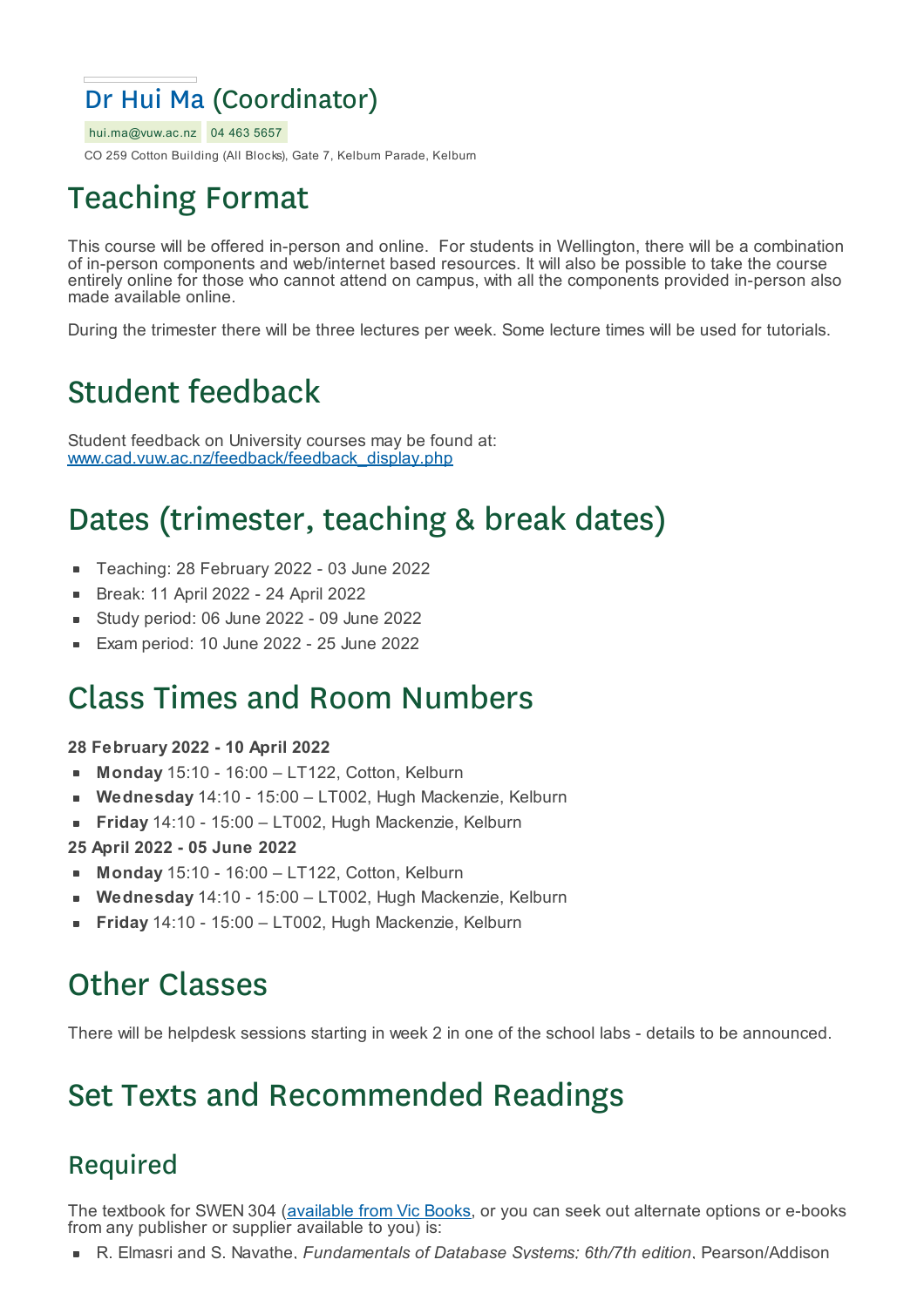## Dr Hui Ma (Coordinator)

hui.ma@vuw.ac.nz 04 463 5657

CO 259 Cotton Building (All Blocks), Gate 7, Kelburn Parade, Kelburn

# Teaching Format

This course will be offered in-person and online. For students in Wellington, there will be a combination of in-person components and web/internet based resources. It will also be possible to take the course entirely online for those who cannot attend on campus, with all the components provided in-person also made available online.

During the trimester there will be three lectures per week. Some lecture times will be used for tutorials.

# Student feedback

Student feedback on University courses may be found at: [www.cad.vuw.ac.nz/feedback/feedback_display.php](www.cad.vuw.ac.nz/feedback/feedback_display.php)

# Dates (trimester, teaching & break dates)

- Teaching: 28 February 2022 - 03 June 2022
- Break: 11 April 2022 - 24 April 2022
- Study period: 06 June 2022 - 09 June 2022
- Exam period: 10 June 2022 - 25 June 2022

# Class Times and Room Numbers

**28 February 2022 - 10 April 2022**

- **Monday** 15:10 - 16:00 – LT122, Cotton, Kelburn
- **Wednesday** 14:10 - 15:00 – LT002, Hugh Mackenzie, Kelburn
- **Friday** 14:10 - 15:00 – LT002, Hugh Mackenzie, Kelburn

**25 April 2022 - 05 June 2022**

- **Monday** 15:10 - 16:00 – LT122, Cotton, Kelburn
- **Wednesday** 14:10 - 15:00 – LT002, Hugh Mackenzie, Kelburn
- **Friday** 14:10 - 15:00 – LT002, Hugh Mackenzie, Kelburn

# Other Classes

There will be helpdesk sessions starting in week 2 in one of the school labs - details to be announced.

# Set Texts and Recommended Readings

## Required

The textbook for SWEN 304 (available from Vic Books, or you can seek out alternate options or e-books from any publisher or supplier available to you) is:

- R. Elmasri and S. Navathe, *Fundamentals of Database Systems: 6th/7th edition*, Pearson/Addison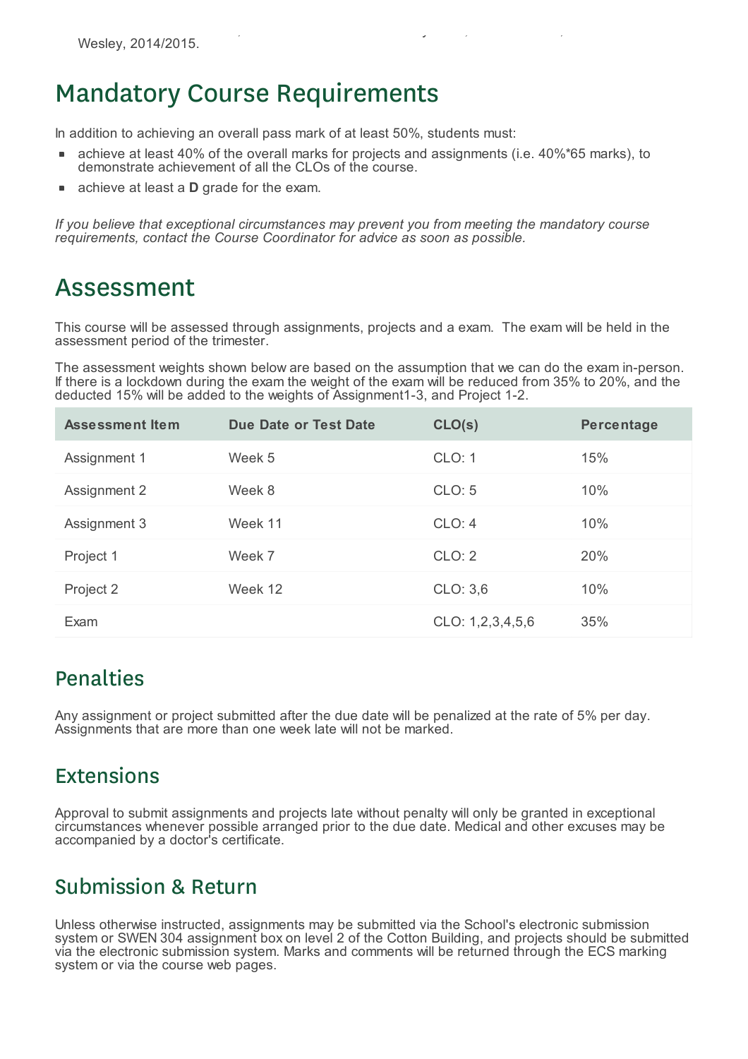Wesley, 2014/2015.

## Mandatory Course Requirements

In addition to achieving an overall pass mark of at least 50%, students must:

- achieve at least 40% of the overall marks for projects and assignments (i.e. 40%*65 marks), to demonstrate achievement of all the CLOs of the course.
- achieve at least a **D** grade for the exam.

*If you believe that exceptional circumstances may prevent you from meeting the mandatory course requirements, contact the Course Coordinator for advice as soon as possible.*

## Assessment

This course will be assessed through assignments, projects and a exam. The exam will be held in the assessment period of the trimester.

The assessment weights shown below are based on the assumption that we can do the exam in-person. If there is a lockdown during the exam the weight of the exam will be reduced from 35% to 20%, and the deducted 15% will be added to the weights of Assignment1-3, and Project 1-2.

| Assessment Item | Due Date or Test Date | CLO(s) | Percentage |
|---|---|---|---|
| Assignment 1 | Week 5 | CLO: 1 | 15% |
| Assignment 2 | Week 8 | CLO: 5 | 10% |
| Assignment 3 | Week 11 | CLO: 4 | 10% |
| Project 1 | Week 7 | CLO: 2 | 20% |
| Project 2 | Week 12 | CLO: 3,6 | 10% |
| Exam | | CLO: 1,2,3,4,5,6 | 35% |

### Penalties

Any assignment or project submitted after the due date will be penalized at the rate of 5% per day. Assignments that are more than one week late will not be marked.

### Extensions

Approval to submit assignments and projects late without penalty will only be granted in exceptional circumstances whenever possible arranged prior to the due date. Medical and other excuses may be accompanied by a doctor's certificate.

### Submission & Return

Unless otherwise instructed, assignments may be submitted via the School's electronic submission system or SWEN 304 assignment box on level 2 of the Cotton Building, and projects should be submitted via the electronic submission system. Marks and comments will be returned through the ECS marking system or via the course web pages.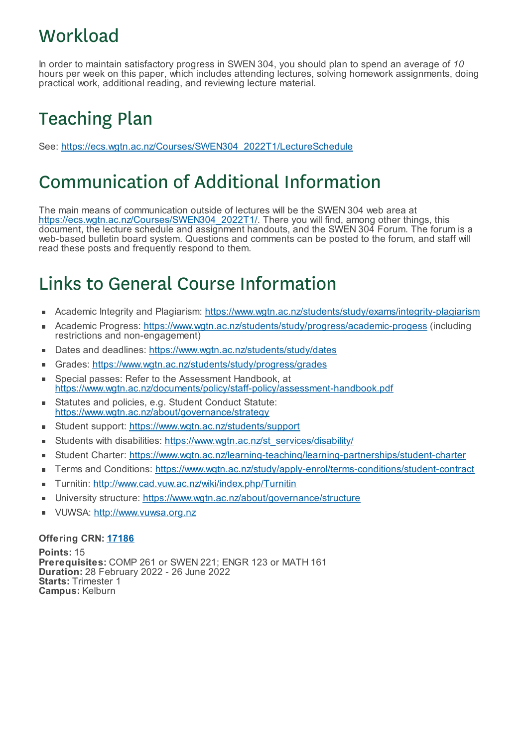# Workload

In order to maintain satisfactory progress in SWEN 304, you should plan to spend an average of *10* hours per week on this paper, which includes attending lectures, solving homework assignments, doing practical work, additional reading, and reviewing lecture material.

# Teaching Plan

See: https://ecs.wgtn.ac.nz/Courses/SWEN304_2022T1/LectureSchedule

# Communication of Additional Information

The main means of communication outside of lectures will be the SWEN 304 web area at https://ecs.wgtn.ac.nz/Courses/SWEN304_2022T1/. There you will find, among other things, this document, the lecture schedule and assignment handouts, and the SWEN 304 Forum. The forum is a web-based bulletin board system. Questions and comments can be posted to the forum, and staff will read these posts and frequently respond to them.

# Links to General Course Information

- Academic Integrity and Plagiarism: https://www.wgtn.ac.nz/students/study/exams/integrity-plagiarism
- Academic Progress: https://www.wgtn.ac.nz/students/study/progress/academic-progess (including restrictions and non-engagement)
- Dates and deadlines: https://www.wgtn.ac.nz/students/study/dates
- Grades: https://www.wgtn.ac.nz/students/study/progress/grades
- Special passes: Refer to the Assessment Handbook, at https://www.wgtn.ac.nz/documents/policy/staff-policy/assessment-handbook.pdf
- Statutes and policies, e.g. Student Conduct Statute: https://www.wgtn.ac.nz/about/governance/strategy
- Student support: https://www.wgtn.ac.nz/students/support
- Students with disabilities: https://www.wgtn.ac.nz/st_services/disability/
- Student Charter: https://www.wgtn.ac.nz/learning-teaching/learning-partnerships/student-charter
- Terms and Conditions: https://www.wgtn.ac.nz/study/apply-enrol/terms-conditions/student-contract
- Turnitin: http://www.cad.vuw.ac.nz/wiki/index.php/Turnitin
- University structure: https://www.wgtn.ac.nz/about/governance/structure
- VUWSA: http://www.vuwsa.org.nz

**Offering CRN: 17186**

**Points:** 15
**Prerequisites:** COMP 261 or SWEN 221; ENGR 123 or MATH 161
**Duration:** 28 February 2022 - 26 June 2022
**Starts:** Trimester 1
**Campus:** Kelburn